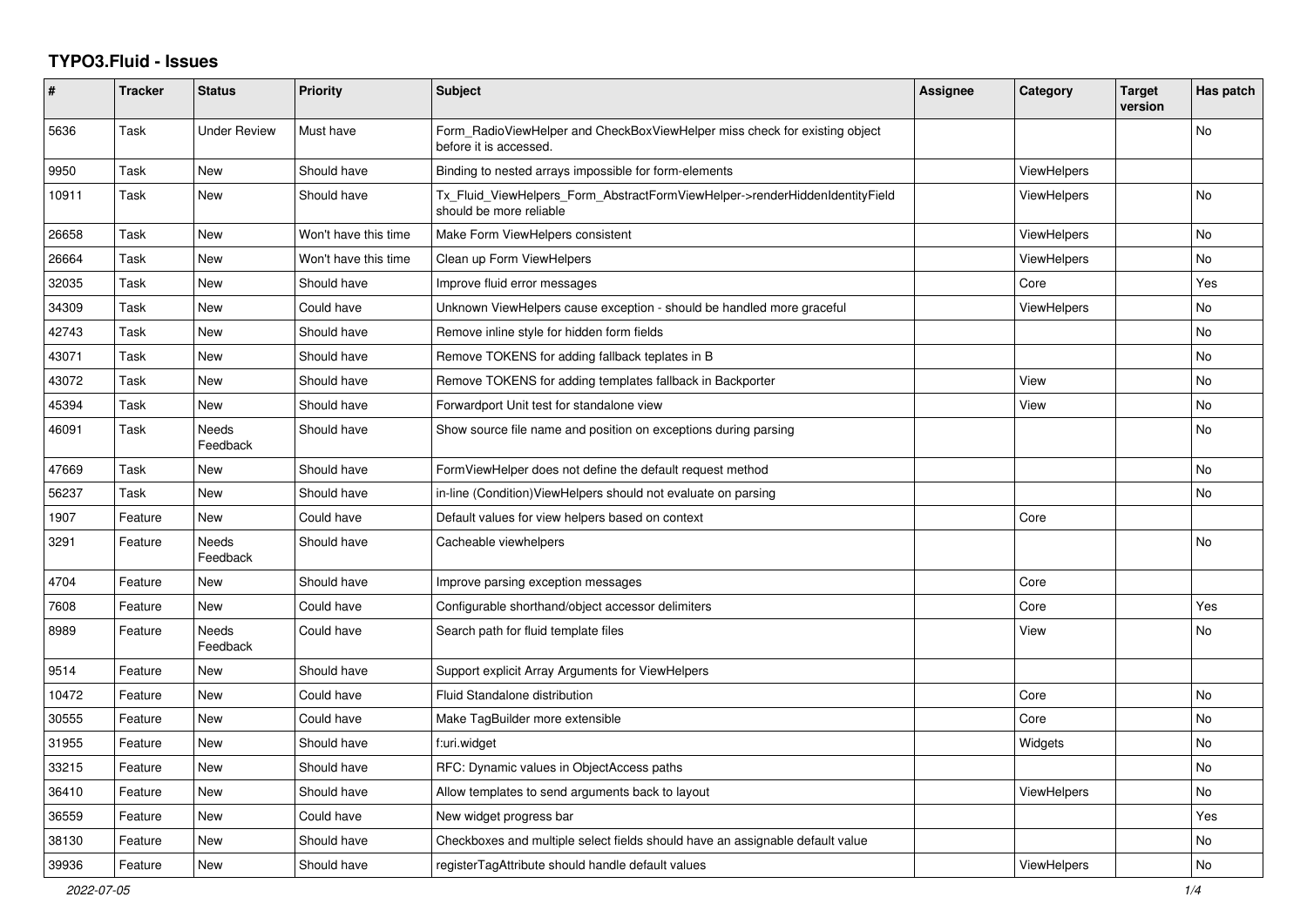# TYPO3.Fluid - Issues

| # | Tracker | Status | Priority | Subject | Assignee | Category | Target version | Has patch |
|---|---|---|---|---|---|---|---|---|
| 5636 | Task | Under Review | Must have | Form_RadioViewHelper and CheckBoxViewHelper miss check for existing object before it is accessed. | | | | No |
| 9950 | Task | New | Should have | Binding to nested arrays impossible for form-elements | | ViewHelpers | | |
| 10911 | Task | New | Should have | Tx_Fluid_ViewHelpers_Form_AbstractFormViewHelper->renderHiddenIdentityField should be more reliable | | ViewHelpers | | No |
| 26658 | Task | New | Won't have this time | Make Form ViewHelpers consistent | | ViewHelpers | | No |
| 26664 | Task | New | Won't have this time | Clean up Form ViewHelpers | | ViewHelpers | | No |
| 32035 | Task | New | Should have | Improve fluid error messages | | Core | | Yes |
| 34309 | Task | New | Could have | Unknown ViewHelpers cause exception - should be handled more graceful | | ViewHelpers | | No |
| 42743 | Task | New | Should have | Remove inline style for hidden form fields | | | | No |
| 43071 | Task | New | Should have | Remove TOKENS for adding fallback teplates in B | | | | No |
| 43072 | Task | New | Should have | Remove TOKENS for adding templates fallback in Backporter | | View | | No |
| 45394 | Task | New | Should have | Forwardport Unit test for standalone view | | View | | No |
| 46091 | Task | Needs Feedback | Should have | Show source file name and position on exceptions during parsing | | | | No |
| 47669 | Task | New | Should have | FormViewHelper does not define the default request method | | | | No |
| 56237 | Task | New | Should have | in-line (Condition)ViewHelpers should not evaluate on parsing | | | | No |
| 1907 | Feature | New | Could have | Default values for view helpers based on context | | Core | | |
| 3291 | Feature | Needs Feedback | Should have | Cacheable viewhelpers | | | | No |
| 4704 | Feature | New | Should have | Improve parsing exception messages | | Core | | |
| 7608 | Feature | New | Could have | Configurable shorthand/object accessor delimiters | | Core | | Yes |
| 8989 | Feature | Needs Feedback | Could have | Search path for fluid template files | | View | | No |
| 9514 | Feature | New | Should have | Support explicit Array Arguments for ViewHelpers | | | | |
| 10472 | Feature | New | Could have | Fluid Standalone distribution | | Core | | No |
| 30555 | Feature | New | Could have | Make TagBuilder more extensible | | Core | | No |
| 31955 | Feature | New | Should have | f:uri.widget | | Widgets | | No |
| 33215 | Feature | New | Should have | RFC: Dynamic values in ObjectAccess paths | | | | No |
| 36410 | Feature | New | Should have | Allow templates to send arguments back to layout | | ViewHelpers | | No |
| 36559 | Feature | New | Could have | New widget progress bar | | | | Yes |
| 38130 | Feature | New | Should have | Checkboxes and multiple select fields should have an assignable default value | | | | No |
| 39936 | Feature | New | Should have | registerTagAttribute should handle default values | | ViewHelpers | | No |

2022-07-05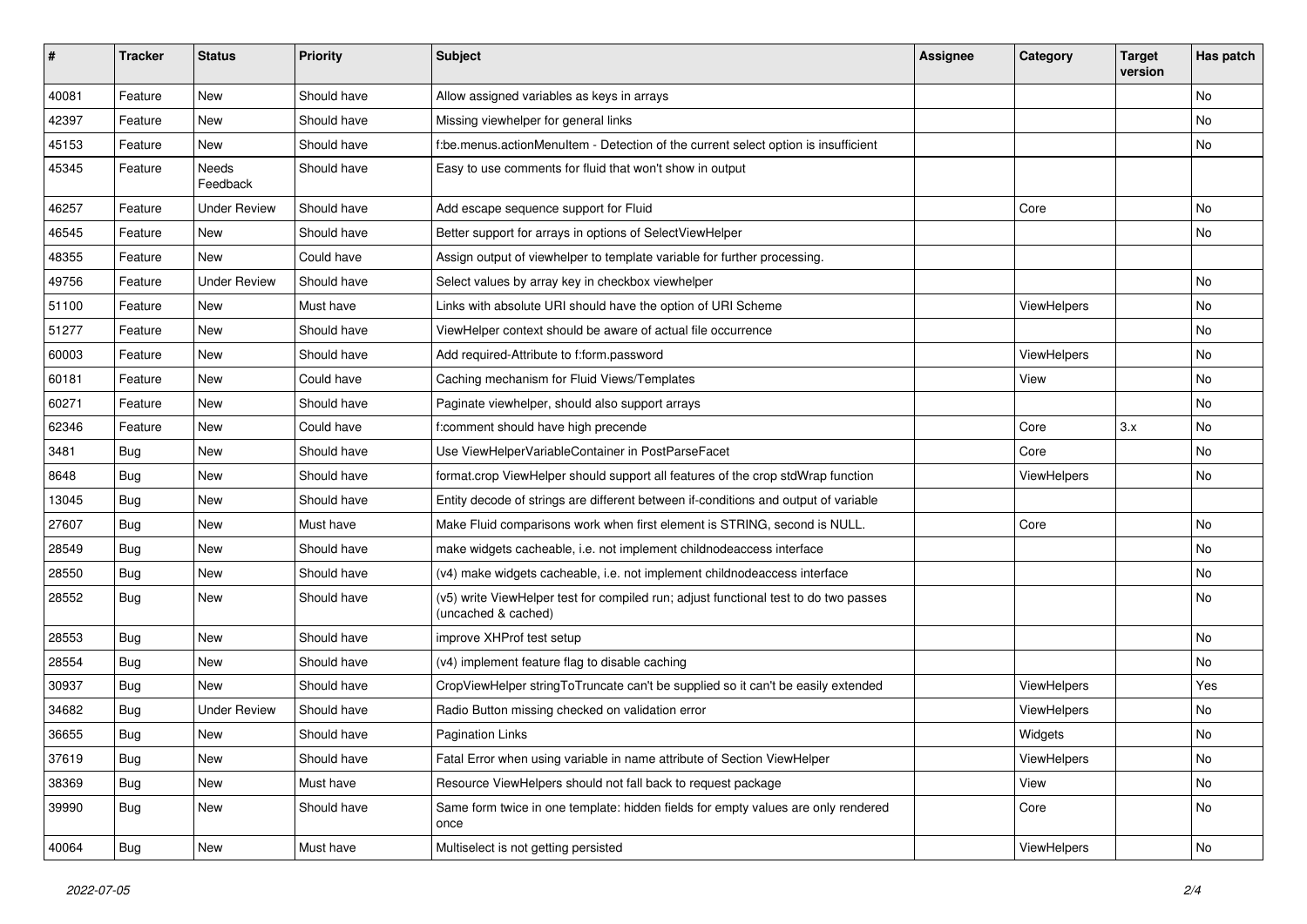| # | Tracker | Status | Priority | Subject | Assignee | Category | Target version | Has patch |
|---|---|---|---|---|---|---|---|---|
| 40081 | Feature | New | Should have | Allow assigned variables as keys in arrays | | | | No |
| 42397 | Feature | New | Should have | Missing viewhelper for general links | | | | No |
| 45153 | Feature | New | Should have | f:be.menus.actionMenuItem - Detection of the current select option is insufficient | | | | No |
| 45345 | Feature | Needs Feedback | Should have | Easy to use comments for fluid that won't show in output | | | | |
| 46257 | Feature | Under Review | Should have | Add escape sequence support for Fluid | | Core | | No |
| 46545 | Feature | New | Should have | Better support for arrays in options of SelectViewHelper | | | | No |
| 48355 | Feature | New | Could have | Assign output of viewhelper to template variable for further processing. | | | | |
| 49756 | Feature | Under Review | Should have | Select values by array key in checkbox viewhelper | | | | No |
| 51100 | Feature | New | Must have | Links with absolute URI should have the option of URI Scheme | | ViewHelpers | | No |
| 51277 | Feature | New | Should have | ViewHelper context should be aware of actual file occurrence | | | | No |
| 60003 | Feature | New | Should have | Add required-Attribute to f:form.password | | ViewHelpers | | No |
| 60181 | Feature | New | Could have | Caching mechanism for Fluid Views/Templates | | View | | No |
| 60271 | Feature | New | Should have | Paginate viewhelper, should also support arrays | | | | No |
| 62346 | Feature | New | Could have | f:comment should have high precende | | Core | 3.x | No |
| 3481 | Bug | New | Should have | Use ViewHelperVariableContainer in PostParseFacet | | Core | | No |
| 8648 | Bug | New | Should have | format.crop ViewHelper should support all features of the crop stdWrap function | | ViewHelpers | | No |
| 13045 | Bug | New | Should have | Entity decode of strings are different between if-conditions and output of variable | | | | |
| 27607 | Bug | New | Must have | Make Fluid comparisons work when first element is STRING, second is NULL. | | Core | | No |
| 28549 | Bug | New | Should have | make widgets cacheable, i.e. not implement childnodeaccess interface | | | | No |
| 28550 | Bug | New | Should have | (v4) make widgets cacheable, i.e. not implement childnodeaccess interface | | | | No |
| 28552 | Bug | New | Should have | (v5) write ViewHelper test for compiled run; adjust functional test to do two passes (uncached & cached) | | | | No |
| 28553 | Bug | New | Should have | improve XHProf test setup | | | | No |
| 28554 | Bug | New | Should have | (v4) implement feature flag to disable caching | | | | No |
| 30937 | Bug | New | Should have | CropViewHelper stringToTruncate can't be supplied so it can't be easily extended | | ViewHelpers | | Yes |
| 34682 | Bug | Under Review | Should have | Radio Button missing checked on validation error | | ViewHelpers | | No |
| 36655 | Bug | New | Should have | Pagination Links | | Widgets | | No |
| 37619 | Bug | New | Should have | Fatal Error when using variable in name attribute of Section ViewHelper | | ViewHelpers | | No |
| 38369 | Bug | New | Must have | Resource ViewHelpers should not fall back to request package | | View | | No |
| 39990 | Bug | New | Should have | Same form twice in one template: hidden fields for empty values are only rendered once | | Core | | No |
| 40064 | Bug | New | Must have | Multiselect is not getting persisted | | ViewHelpers | | No |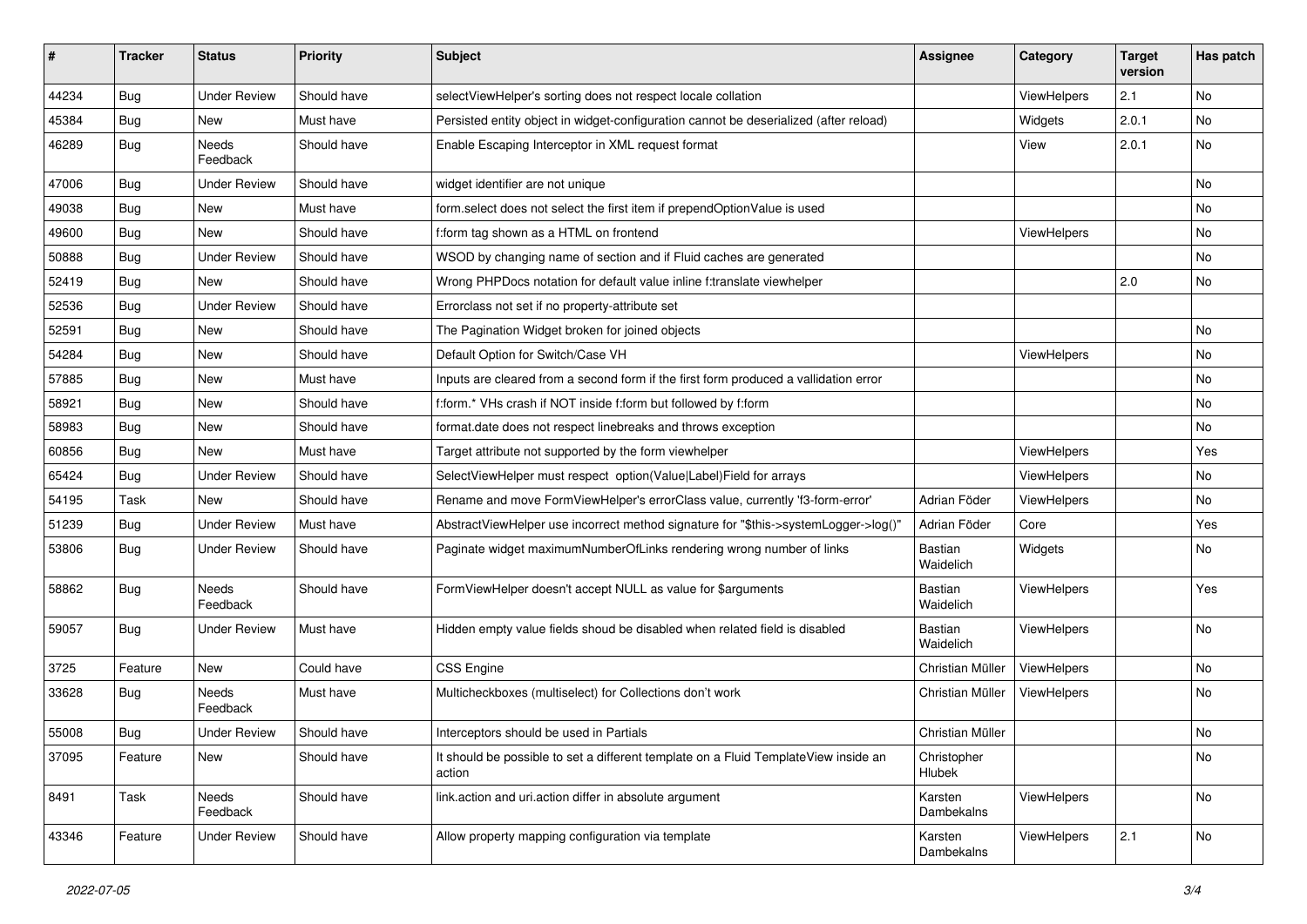| # | Tracker | Status | Priority | Subject | Assignee | Category | Target version | Has patch |
|---|---|---|---|---|---|---|---|---|
| 44234 | Bug | Under Review | Should have | selectViewHelper's sorting does not respect locale collation | | ViewHelpers | 2.1 | No |
| 45384 | Bug | New | Must have | Persisted entity object in widget-configuration cannot be deserialized (after reload) | | Widgets | 2.0.1 | No |
| 46289 | Bug | Needs Feedback | Should have | Enable Escaping Interceptor in XML request format | | View | 2.0.1 | No |
| 47006 | Bug | Under Review | Should have | widget identifier are not unique | | | | No |
| 49038 | Bug | New | Must have | form.select does not select the first item if prependOptionValue is used | | | | No |
| 49600 | Bug | New | Should have | f:form tag shown as a HTML on frontend | | ViewHelpers | | No |
| 50888 | Bug | Under Review | Should have | WSOD by changing name of section and if Fluid caches are generated | | | | No |
| 52419 | Bug | New | Should have | Wrong PHPDocs notation for default value inline f:translate viewhelper | | | 2.0 | No |
| 52536 | Bug | Under Review | Should have | Errorclass not set if no property-attribute set | | | | |
| 52591 | Bug | New | Should have | The Pagination Widget broken for joined objects | | | | No |
| 54284 | Bug | New | Should have | Default Option for Switch/Case VH | | ViewHelpers | | No |
| 57885 | Bug | New | Must have | Inputs are cleared from a second form if the first form produced a vallidation error | | | | No |
| 58921 | Bug | New | Should have | f:form.* VHs crash if NOT inside f:form but followed by f:form | | | | No |
| 58983 | Bug | New | Should have | format.date does not respect linebreaks and throws exception | | | | No |
| 60856 | Bug | New | Must have | Target attribute not supported by the form viewhelper | | ViewHelpers | | Yes |
| 65424 | Bug | Under Review | Should have | SelectViewHelper must respect option(Value\|Label)Field for arrays | | ViewHelpers | | No |
| 54195 | Task | New | Should have | Rename and move FormViewHelper's errorClass value, currently 'f3-form-error' | Adrian Föder | ViewHelpers | | No |
| 51239 | Bug | Under Review | Must have | AbstractViewHelper use incorrect method signature for "$this->systemLogger->log()" | Adrian Föder | Core | | Yes |
| 53806 | Bug | Under Review | Should have | Paginate widget maximumNumberOfLinks rendering wrong number of links | Bastian Waidelich | Widgets | | No |
| 58862 | Bug | Needs Feedback | Should have | FormViewHelper doesn't accept NULL as value for $arguments | Bastian Waidelich | ViewHelpers | | Yes |
| 59057 | Bug | Under Review | Must have | Hidden empty value fields shoud be disabled when related field is disabled | Bastian Waidelich | ViewHelpers | | No |
| 3725 | Feature | New | Could have | CSS Engine | Christian Müller | ViewHelpers | | No |
| 33628 | Bug | Needs Feedback | Must have | Multicheckboxes (multiselect) for Collections don't work | Christian Müller | ViewHelpers | | No |
| 55008 | Bug | Under Review | Should have | Interceptors should be used in Partials | Christian Müller | | | No |
| 37095 | Feature | New | Should have | It should be possible to set a different template on a Fluid TemplateView inside an action | Christopher Hlubek | | | No |
| 8491 | Task | Needs Feedback | Should have | link.action and uri.action differ in absolute argument | Karsten Dambekalns | ViewHelpers | | No |
| 43346 | Feature | Under Review | Should have | Allow property mapping configuration via template | Karsten Dambekalns | ViewHelpers | 2.1 | No |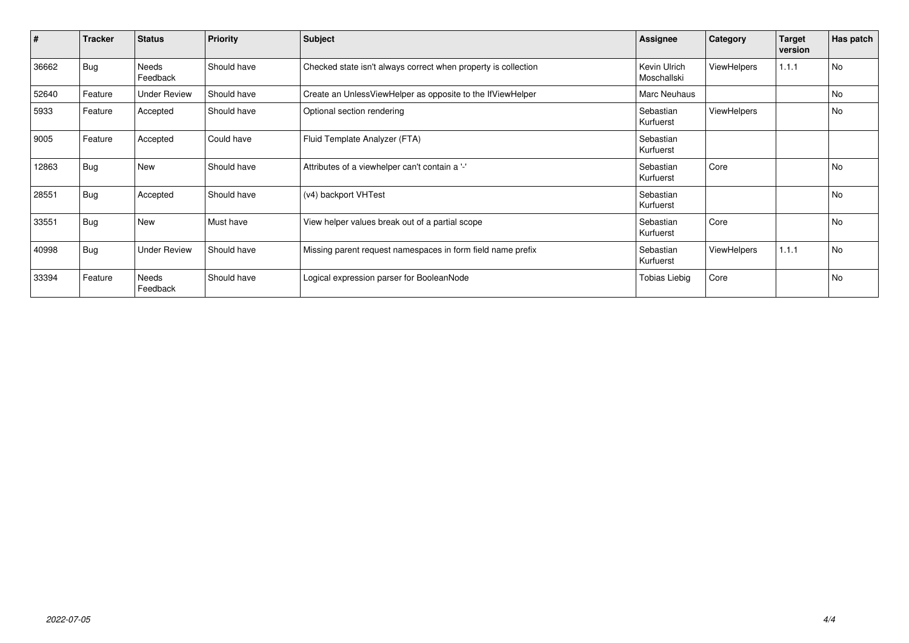| # | Tracker | Status | Priority | Subject | Assignee | Category | Target version | Has patch |
|---|---|---|---|---|---|---|---|---|
| 36662 | Bug | Needs Feedback | Should have | Checked state isn't always correct when property is collection | Kevin Ulrich Moschallski | ViewHelpers | 1.1.1 | No |
| 52640 | Feature | Under Review | Should have | Create an UnlessViewHelper as opposite to the IfViewHelper | Marc Neuhaus | | | No |
| 5933 | Feature | Accepted | Should have | Optional section rendering | Sebastian Kurfuerst | ViewHelpers | | No |
| 9005 | Feature | Accepted | Could have | Fluid Template Analyzer (FTA) | Sebastian Kurfuerst | | | |
| 12863 | Bug | New | Should have | Attributes of a viewhelper can't contain a '-' | Sebastian Kurfuerst | Core | | No |
| 28551 | Bug | Accepted | Should have | (v4) backport VHTest | Sebastian Kurfuerst | | | No |
| 33551 | Bug | New | Must have | View helper values break out of a partial scope | Sebastian Kurfuerst | Core | | No |
| 40998 | Bug | Under Review | Should have | Missing parent request namespaces in form field name prefix | Sebastian Kurfuerst | ViewHelpers | 1.1.1 | No |
| 33394 | Feature | Needs Feedback | Should have | Logical expression parser for BooleanNode | Tobias Liebig | Core | | No |